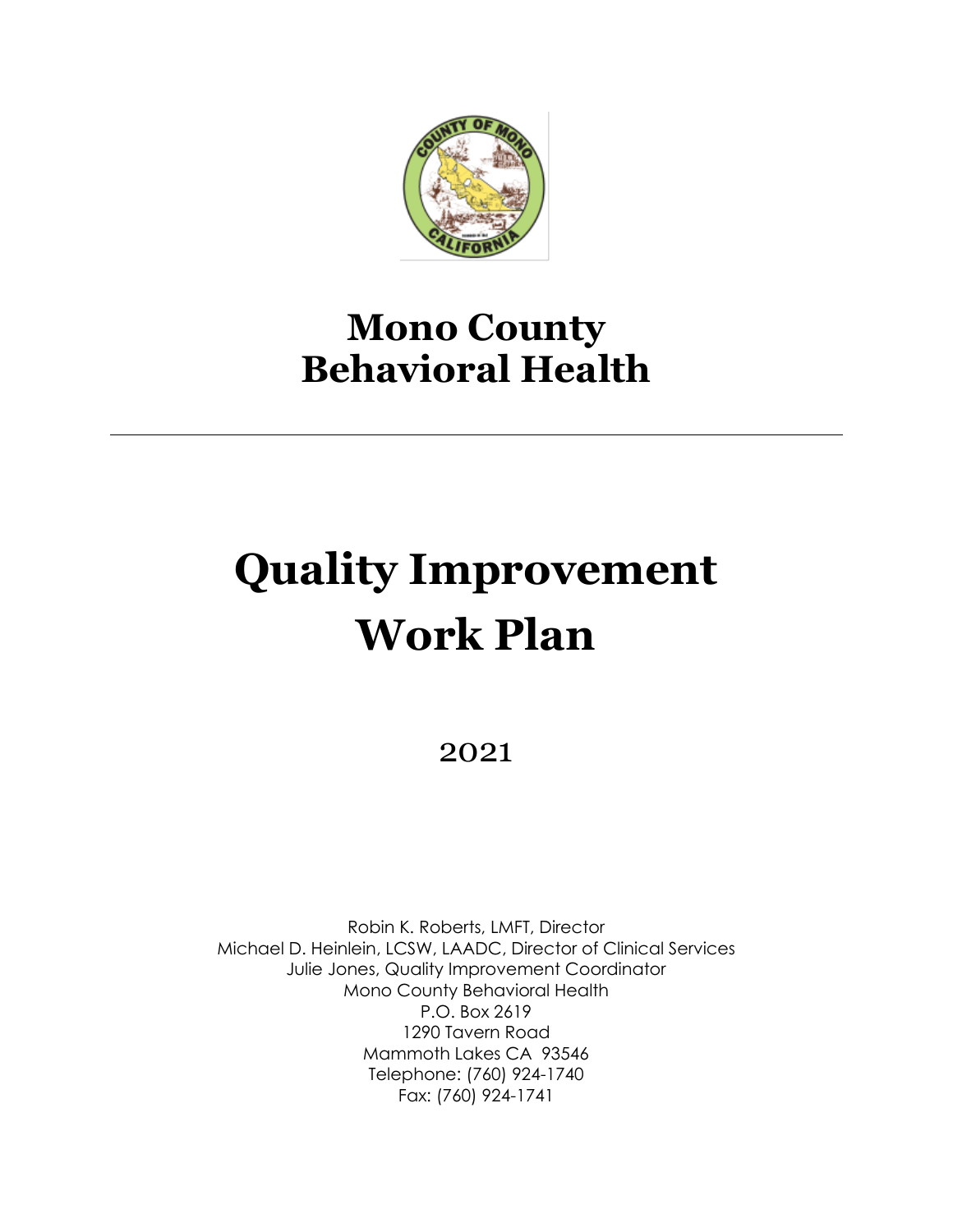# Mono County Behavioral Health

---

# Quality Improvement Work Plan

2021

Robin K. Roberts, LMFT, Director
Michael D. Heinlein, LCSW, LAADC, Director of Clinical Services
Julie Jones, Quality Improvement Coordinator
Mono County Behavioral Health
P.O. Box 2619
1290 Tavern Road
Mammoth Lakes CA 93546
Telephone: (760) 924-1740
Fax: (760) 924-1741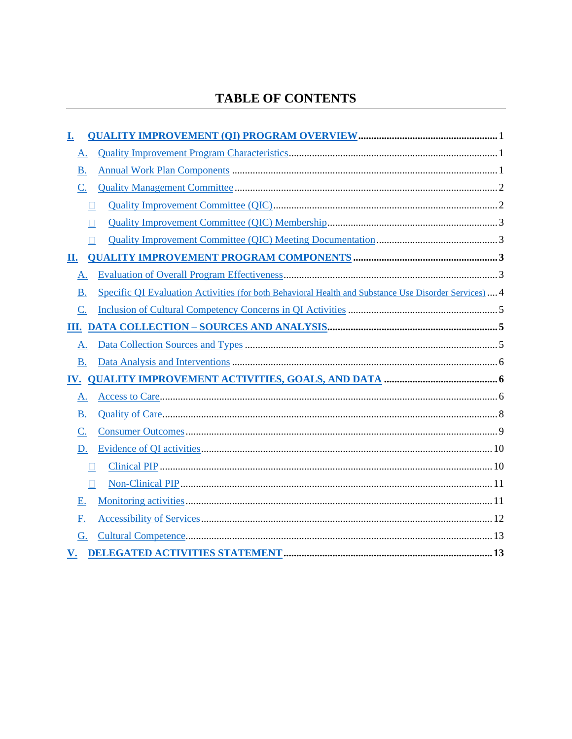# TABLE OF CONTENTS

- **I. QUALITY IMPROVEMENT (QI) PROGRAM OVERVIEW** ..... **1**
  - A. Quality Improvement Program Characteristics ..... 1
  - B. Annual Work Plan Components ..... 1
  - C. Quality Management Committee ..... 2
    - Quality Improvement Committee (QIC) ..... 2
    - Quality Improvement Committee (QIC) Membership ..... 3
    - Quality Improvement Committee (QIC) Meeting Documentation ..... 3
- **II. QUALITY IMPROVEMENT PROGRAM COMPONENTS** ..... **3**
  - A. Evaluation of Overall Program Effectiveness ..... 3
  - B. Specific QI Evaluation Activities (for both Behavioral Health and Substance Use Disorder Services) ..... 4
  - C. Inclusion of Cultural Competency Concerns in QI Activities ..... 5
- **III. DATA COLLECTION – SOURCES AND ANALYSIS** ..... **5**
  - A. Data Collection Sources and Types ..... 5
  - B. Data Analysis and Interventions ..... 6
- **IV. QUALITY IMPROVEMENT ACTIVITIES, GOALS, AND DATA** ..... **6**
  - A. Access to Care ..... 6
  - B. Quality of Care ..... 8
  - C. Consumer Outcomes ..... 9
  - D. Evidence of QI activities ..... 10
    - Clinical PIP ..... 10
    - Non-Clinical PIP ..... 11
  - E. Monitoring activities ..... 11
  - F. Accessibility of Services ..... 12
  - G. Cultural Competence ..... 13
- **V. DELEGATED ACTIVITIES STATEMENT** ..... **13**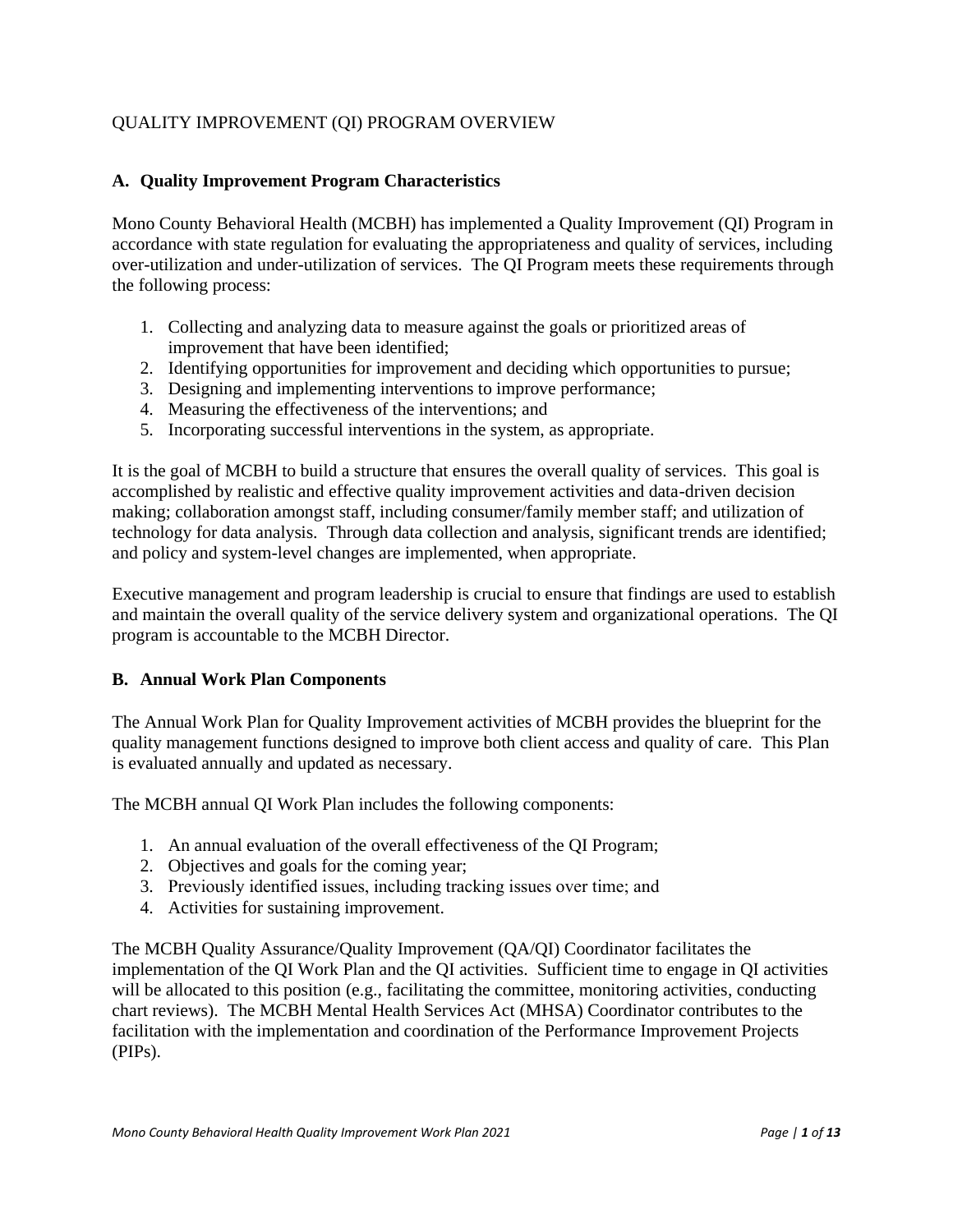# QUALITY IMPROVEMENT (QI) PROGRAM OVERVIEW

## A. Quality Improvement Program Characteristics

Mono County Behavioral Health (MCBH) has implemented a Quality Improvement (QI) Program in accordance with state regulation for evaluating the appropriateness and quality of services, including over-utilization and under-utilization of services. The QI Program meets these requirements through the following process:

1. Collecting and analyzing data to measure against the goals or prioritized areas of improvement that have been identified;
2. Identifying opportunities for improvement and deciding which opportunities to pursue;
3. Designing and implementing interventions to improve performance;
4. Measuring the effectiveness of the interventions; and
5. Incorporating successful interventions in the system, as appropriate.

It is the goal of MCBH to build a structure that ensures the overall quality of services. This goal is accomplished by realistic and effective quality improvement activities and data-driven decision making; collaboration amongst staff, including consumer/family member staff; and utilization of technology for data analysis. Through data collection and analysis, significant trends are identified; and policy and system-level changes are implemented, when appropriate.

Executive management and program leadership is crucial to ensure that findings are used to establish and maintain the overall quality of the service delivery system and organizational operations. The QI program is accountable to the MCBH Director.

## B. Annual Work Plan Components

The Annual Work Plan for Quality Improvement activities of MCBH provides the blueprint for the quality management functions designed to improve both client access and quality of care. This Plan is evaluated annually and updated as necessary.

The MCBH annual QI Work Plan includes the following components:

1. An annual evaluation of the overall effectiveness of the QI Program;
2. Objectives and goals for the coming year;
3. Previously identified issues, including tracking issues over time; and
4. Activities for sustaining improvement.

The MCBH Quality Assurance/Quality Improvement (QA/QI) Coordinator facilitates the implementation of the QI Work Plan and the QI activities. Sufficient time to engage in QI activities will be allocated to this position (e.g., facilitating the committee, monitoring activities, conducting chart reviews). The MCBH Mental Health Services Act (MHSA) Coordinator contributes to the facilitation with the implementation and coordination of the Performance Improvement Projects (PIPs).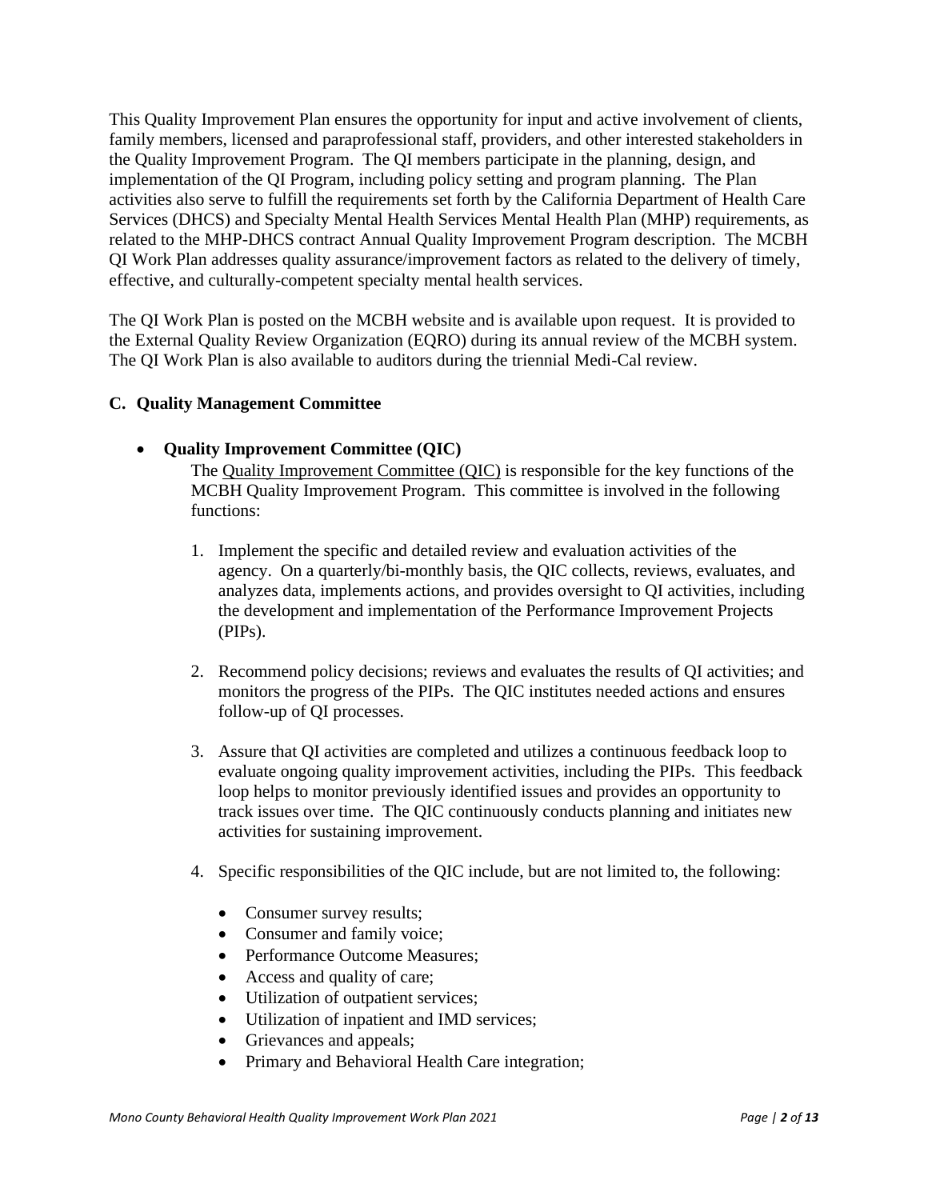This Quality Improvement Plan ensures the opportunity for input and active involvement of clients, family members, licensed and paraprofessional staff, providers, and other interested stakeholders in the Quality Improvement Program. The QI members participate in the planning, design, and implementation of the QI Program, including policy setting and program planning. The Plan activities also serve to fulfill the requirements set forth by the California Department of Health Care Services (DHCS) and Specialty Mental Health Services Mental Health Plan (MHP) requirements, as related to the MHP-DHCS contract Annual Quality Improvement Program description. The MCBH QI Work Plan addresses quality assurance/improvement factors as related to the delivery of timely, effective, and culturally-competent specialty mental health services.

The QI Work Plan is posted on the MCBH website and is available upon request. It is provided to the External Quality Review Organization (EQRO) during its annual review of the MCBH system. The QI Work Plan is also available to auditors during the triennial Medi-Cal review.

### C. Quality Management Committee

- **Quality Improvement Committee (QIC)**

  The Quality Improvement Committee (QIC) is responsible for the key functions of the MCBH Quality Improvement Program. This committee is involved in the following functions:

  1. Implement the specific and detailed review and evaluation activities of the agency. On a quarterly/bi-monthly basis, the QIC collects, reviews, evaluates, and analyzes data, implements actions, and provides oversight to QI activities, including the development and implementation of the Performance Improvement Projects (PIPs).

  2. Recommend policy decisions; reviews and evaluates the results of QI activities; and monitors the progress of the PIPs. The QIC institutes needed actions and ensures follow-up of QI processes.

  3. Assure that QI activities are completed and utilizes a continuous feedback loop to evaluate ongoing quality improvement activities, including the PIPs. This feedback loop helps to monitor previously identified issues and provides an opportunity to track issues over time. The QIC continuously conducts planning and initiates new activities for sustaining improvement.

  4. Specific responsibilities of the QIC include, but are not limited to, the following:

     - Consumer survey results;
     - Consumer and family voice;
     - Performance Outcome Measures;
     - Access and quality of care;
     - Utilization of outpatient services;
     - Utilization of inpatient and IMD services;
     - Grievances and appeals;
     - Primary and Behavioral Health Care integration;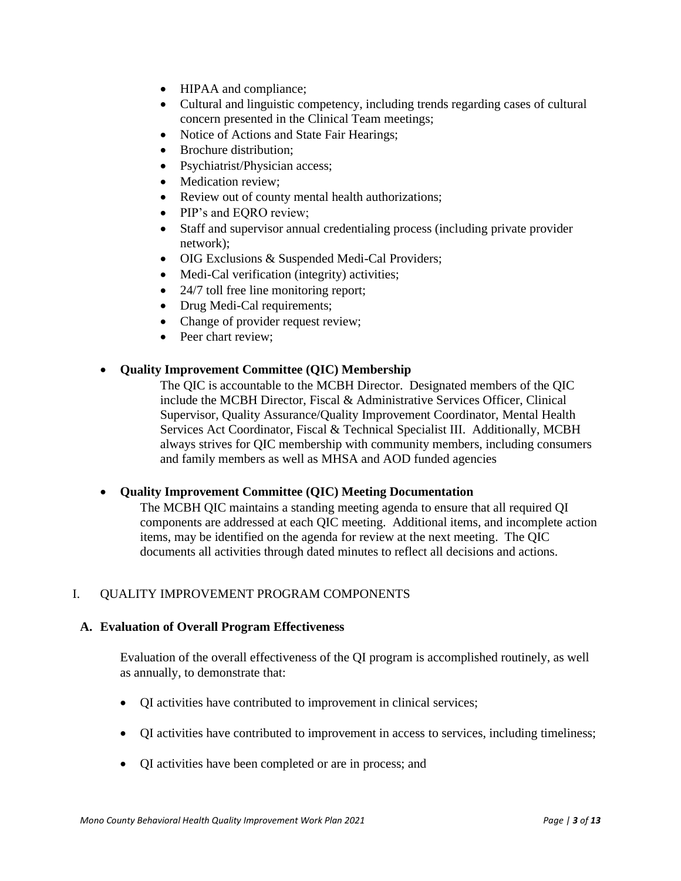- HIPAA and compliance;
- Cultural and linguistic competency, including trends regarding cases of cultural concern presented in the Clinical Team meetings;
- Notice of Actions and State Fair Hearings;
- Brochure distribution;
- Psychiatrist/Physician access;
- Medication review;
- Review out of county mental health authorizations;
- PIP's and EQRO review;
- Staff and supervisor annual credentialing process (including private provider network);
- OIG Exclusions & Suspended Medi-Cal Providers;
- Medi-Cal verification (integrity) activities;
- 24/7 toll free line monitoring report;
- Drug Medi-Cal requirements;
- Change of provider request review;
- Peer chart review;

- **Quality Improvement Committee (QIC) Membership**

  The QIC is accountable to the MCBH Director. Designated members of the QIC include the MCBH Director, Fiscal & Administrative Services Officer, Clinical Supervisor, Quality Assurance/Quality Improvement Coordinator, Mental Health Services Act Coordinator, Fiscal & Technical Specialist III. Additionally, MCBH always strives for QIC membership with community members, including consumers and family members as well as MHSA and AOD funded agencies

- **Quality Improvement Committee (QIC) Meeting Documentation**

  The MCBH QIC maintains a standing meeting agenda to ensure that all required QI components are addressed at each QIC meeting. Additional items, and incomplete action items, may be identified on the agenda for review at the next meeting. The QIC documents all activities through dated minutes to reflect all decisions and actions.

## I. QUALITY IMPROVEMENT PROGRAM COMPONENTS

### A. Evaluation of Overall Program Effectiveness

Evaluation of the overall effectiveness of the QI program is accomplished routinely, as well as annually, to demonstrate that:

- QI activities have contributed to improvement in clinical services;
- QI activities have contributed to improvement in access to services, including timeliness;
- QI activities have been completed or are in process; and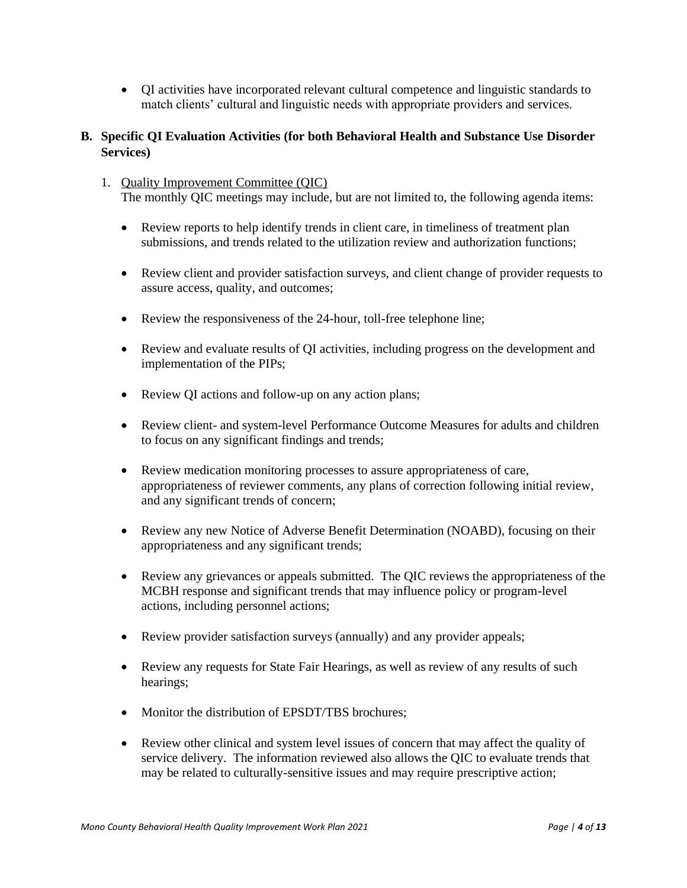- QI activities have incorporated relevant cultural competence and linguistic standards to match clients' cultural and linguistic needs with appropriate providers and services.

## B. Specific QI Evaluation Activities (for both Behavioral Health and Substance Use Disorder Services)

1. Quality Improvement Committee (QIC)

   The monthly QIC meetings may include, but are not limited to, the following agenda items:

   - Review reports to help identify trends in client care, in timeliness of treatment plan submissions, and trends related to the utilization review and authorization functions;

   - Review client and provider satisfaction surveys, and client change of provider requests to assure access, quality, and outcomes;

   - Review the responsiveness of the 24-hour, toll-free telephone line;

   - Review and evaluate results of QI activities, including progress on the development and implementation of the PIPs;

   - Review QI actions and follow-up on any action plans;

   - Review client- and system-level Performance Outcome Measures for adults and children to focus on any significant findings and trends;

   - Review medication monitoring processes to assure appropriateness of care, appropriateness of reviewer comments, any plans of correction following initial review, and any significant trends of concern;

   - Review any new Notice of Adverse Benefit Determination (NOABD), focusing on their appropriateness and any significant trends;

   - Review any grievances or appeals submitted. The QIC reviews the appropriateness of the MCBH response and significant trends that may influence policy or program-level actions, including personnel actions;

   - Review provider satisfaction surveys (annually) and any provider appeals;

   - Review any requests for State Fair Hearings, as well as review of any results of such hearings;

   - Monitor the distribution of EPSDT/TBS brochures;

   - Review other clinical and system level issues of concern that may affect the quality of service delivery. The information reviewed also allows the QIC to evaluate trends that may be related to culturally-sensitive issues and may require prescriptive action;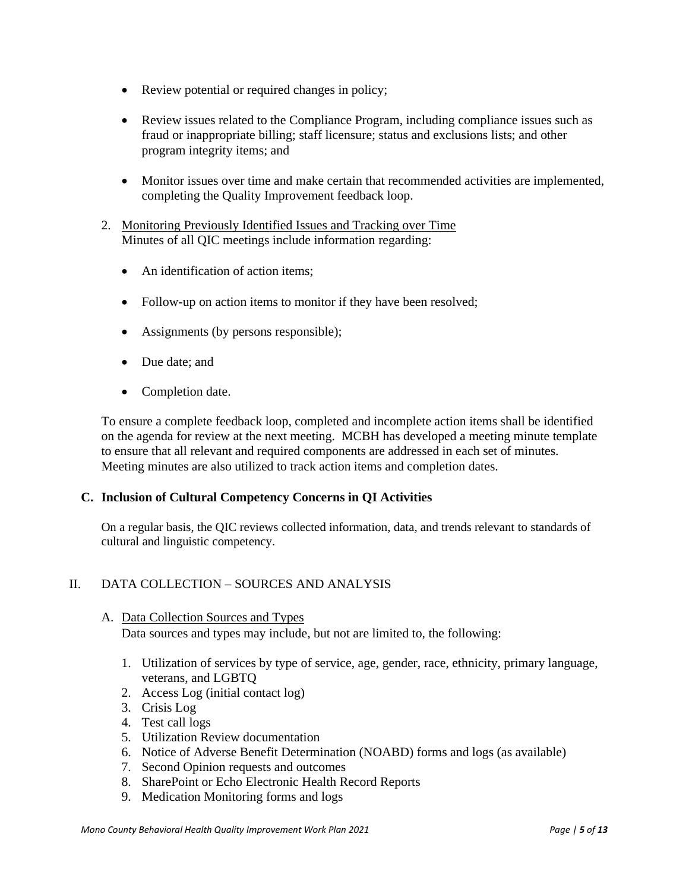- Review potential or required changes in policy;
- Review issues related to the Compliance Program, including compliance issues such as fraud or inappropriate billing; staff licensure; status and exclusions lists; and other program integrity items; and
- Monitor issues over time and make certain that recommended activities are implemented, completing the Quality Improvement feedback loop.

2. Monitoring Previously Identified Issues and Tracking over Time

Minutes of all QIC meetings include information regarding:

- An identification of action items;
- Follow-up on action items to monitor if they have been resolved;
- Assignments (by persons responsible);
- Due date; and
- Completion date.

To ensure a complete feedback loop, completed and incomplete action items shall be identified on the agenda for review at the next meeting. MCBH has developed a meeting minute template to ensure that all relevant and required components are addressed in each set of minutes. Meeting minutes are also utilized to track action items and completion dates.

### C. Inclusion of Cultural Competency Concerns in QI Activities

On a regular basis, the QIC reviews collected information, data, and trends relevant to standards of cultural and linguistic competency.

## II. DATA COLLECTION – SOURCES AND ANALYSIS

A. Data Collection Sources and Types

Data sources and types may include, but not are limited to, the following:

1. Utilization of services by type of service, age, gender, race, ethnicity, primary language, veterans, and LGBTQ
2. Access Log (initial contact log)
3. Crisis Log
4. Test call logs
5. Utilization Review documentation
6. Notice of Adverse Benefit Determination (NOABD) forms and logs (as available)
7. Second Opinion requests and outcomes
8. SharePoint or Echo Electronic Health Record Reports
9. Medication Monitoring forms and logs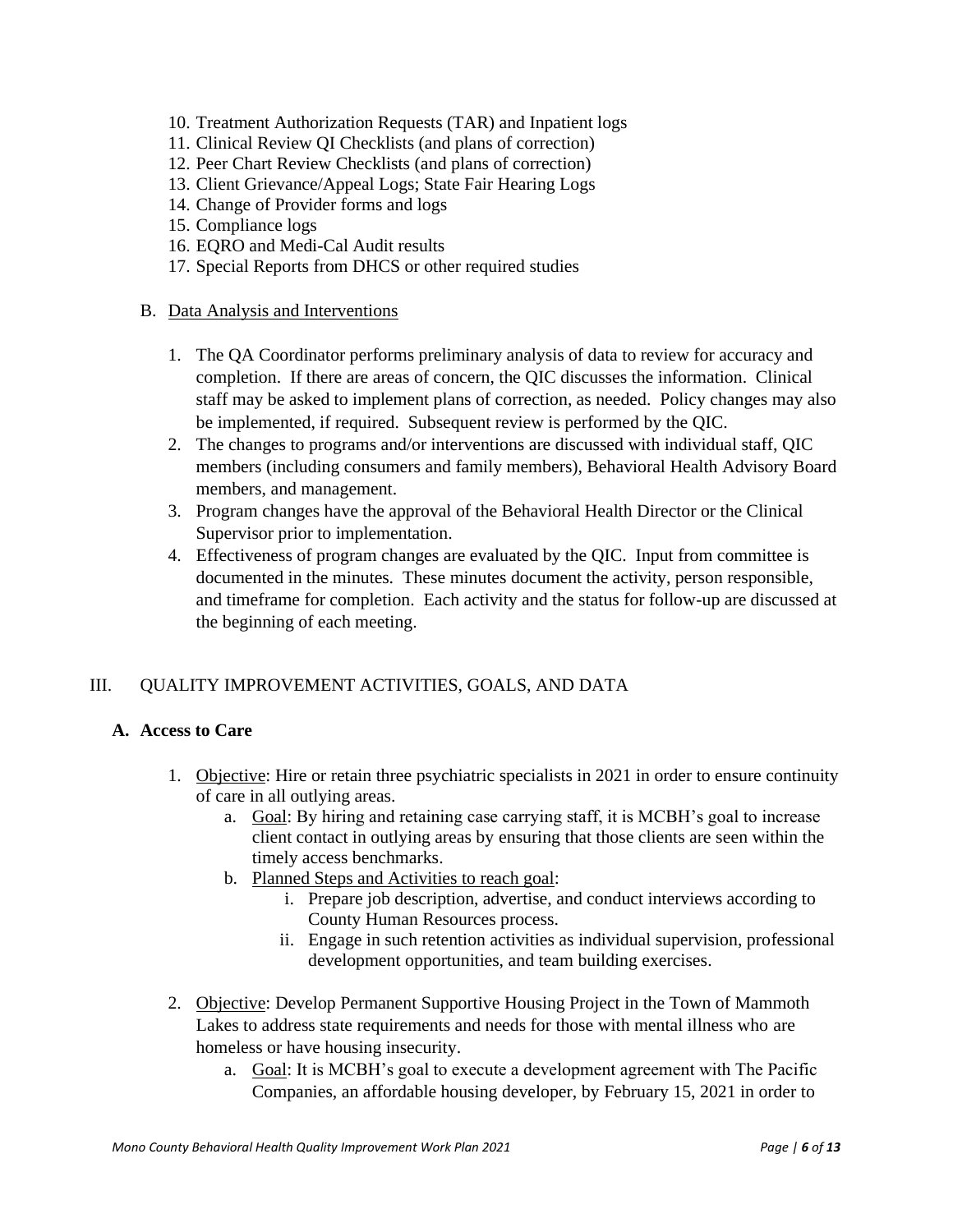10. Treatment Authorization Requests (TAR) and Inpatient logs
11. Clinical Review QI Checklists (and plans of correction)
12. Peer Chart Review Checklists (and plans of correction)
13. Client Grievance/Appeal Logs; State Fair Hearing Logs
14. Change of Provider forms and logs
15. Compliance logs
16. EQRO and Medi-Cal Audit results
17. Special Reports from DHCS or other required studies

B. Data Analysis and Interventions

1. The QA Coordinator performs preliminary analysis of data to review for accuracy and completion. If there are areas of concern, the QIC discusses the information. Clinical staff may be asked to implement plans of correction, as needed. Policy changes may also be implemented, if required. Subsequent review is performed by the QIC.
2. The changes to programs and/or interventions are discussed with individual staff, QIC members (including consumers and family members), Behavioral Health Advisory Board members, and management.
3. Program changes have the approval of the Behavioral Health Director or the Clinical Supervisor prior to implementation.
4. Effectiveness of program changes are evaluated by the QIC. Input from committee is documented in the minutes. These minutes document the activity, person responsible, and timeframe for completion. Each activity and the status for follow-up are discussed at the beginning of each meeting.

## III. QUALITY IMPROVEMENT ACTIVITIES, GOALS, AND DATA

### A. Access to Care

1. Objective: Hire or retain three psychiatric specialists in 2021 in order to ensure continuity of care in all outlying areas.
   a. Goal: By hiring and retaining case carrying staff, it is MCBH's goal to increase client contact in outlying areas by ensuring that those clients are seen within the timely access benchmarks.
   b. Planned Steps and Activities to reach goal:
      i. Prepare job description, advertise, and conduct interviews according to County Human Resources process.
      ii. Engage in such retention activities as individual supervision, professional development opportunities, and team building exercises.
2. Objective: Develop Permanent Supportive Housing Project in the Town of Mammoth Lakes to address state requirements and needs for those with mental illness who are homeless or have housing insecurity.
   a. Goal: It is MCBH's goal to execute a development agreement with The Pacific Companies, an affordable housing developer, by February 15, 2021 in order to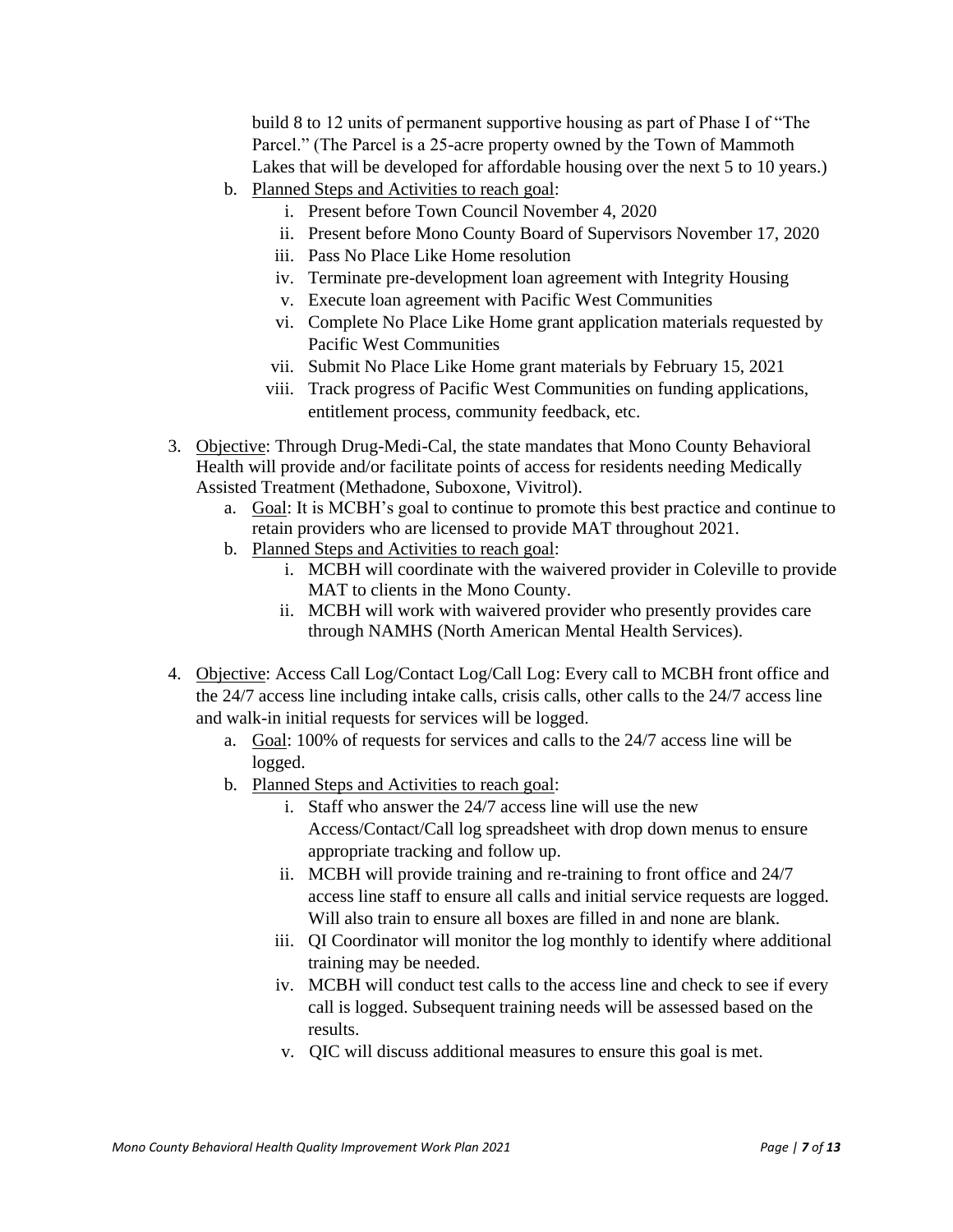build 8 to 12 units of permanent supportive housing as part of Phase I of "The Parcel." (The Parcel is a 25-acre property owned by the Town of Mammoth Lakes that will be developed for affordable housing over the next 5 to 10 years.)

   b. Planned Steps and Activities to reach goal:
      i. Present before Town Council November 4, 2020
      ii. Present before Mono County Board of Supervisors November 17, 2020
      iii. Pass No Place Like Home resolution
      iv. Terminate pre-development loan agreement with Integrity Housing
      v. Execute loan agreement with Pacific West Communities
      vi. Complete No Place Like Home grant application materials requested by Pacific West Communities
      vii. Submit No Place Like Home grant materials by February 15, 2021
      viii. Track progress of Pacific West Communities on funding applications, entitlement process, community feedback, etc.

3. Objective: Through Drug-Medi-Cal, the state mandates that Mono County Behavioral Health will provide and/or facilitate points of access for residents needing Medically Assisted Treatment (Methadone, Suboxone, Vivitrol).
   a. Goal: It is MCBH's goal to continue to promote this best practice and continue to retain providers who are licensed to provide MAT throughout 2021.
   b. Planned Steps and Activities to reach goal:
      i. MCBH will coordinate with the waivered provider in Coleville to provide MAT to clients in the Mono County.
      ii. MCBH will work with waivered provider who presently provides care through NAMHS (North American Mental Health Services).

4. Objective: Access Call Log/Contact Log/Call Log: Every call to MCBH front office and the 24/7 access line including intake calls, crisis calls, other calls to the 24/7 access line and walk-in initial requests for services will be logged.
   a. Goal: 100% of requests for services and calls to the 24/7 access line will be logged.
   b. Planned Steps and Activities to reach goal:
      i. Staff who answer the 24/7 access line will use the new Access/Contact/Call log spreadsheet with drop down menus to ensure appropriate tracking and follow up.
      ii. MCBH will provide training and re-training to front office and 24/7 access line staff to ensure all calls and initial service requests are logged. Will also train to ensure all boxes are filled in and none are blank.
      iii. QI Coordinator will monitor the log monthly to identify where additional training may be needed.
      iv. MCBH will conduct test calls to the access line and check to see if every call is logged. Subsequent training needs will be assessed based on the results.
      v. QIC will discuss additional measures to ensure this goal is met.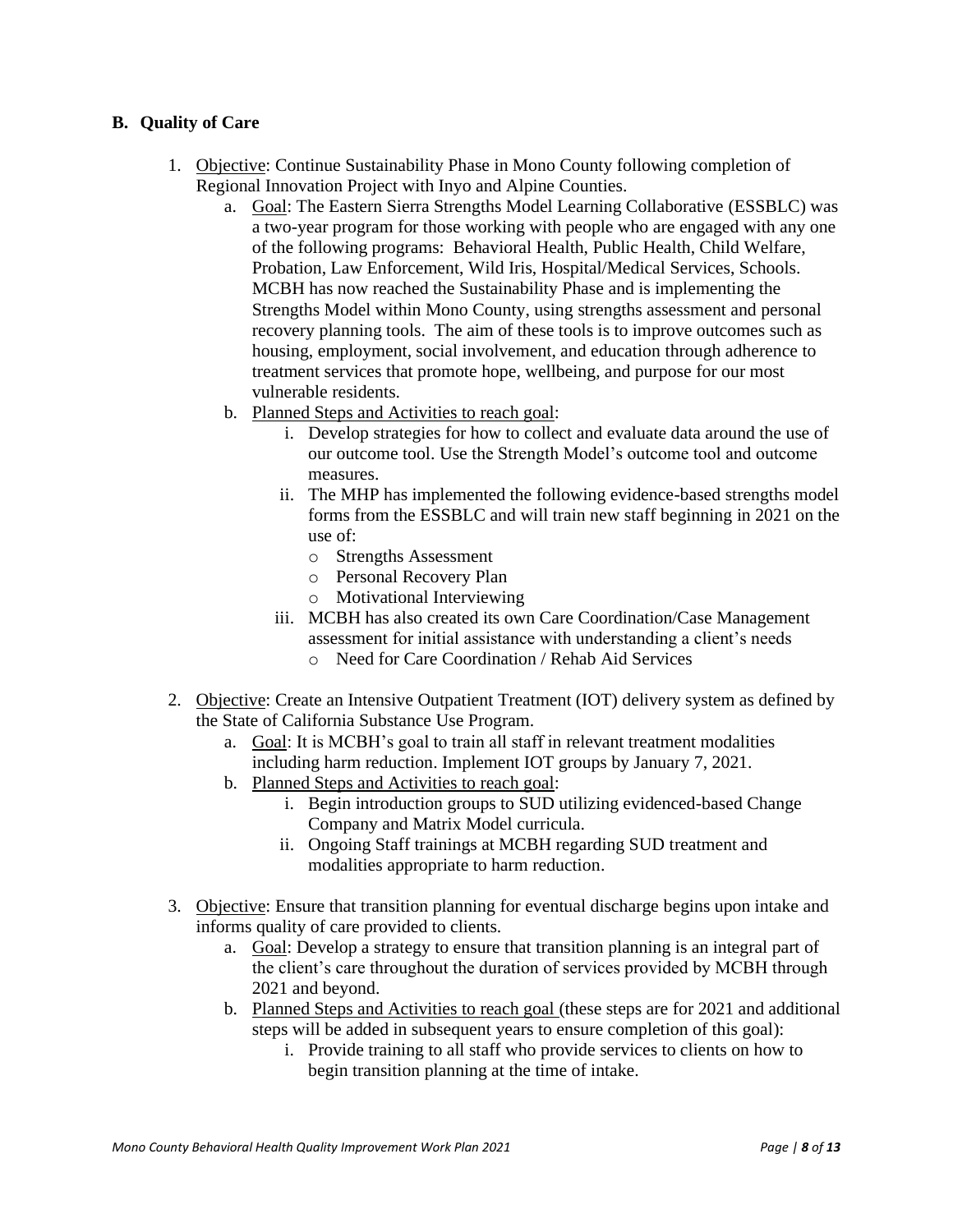## B. Quality of Care

1. Objective: Continue Sustainability Phase in Mono County following completion of Regional Innovation Project with Inyo and Alpine Counties.
   a. Goal: The Eastern Sierra Strengths Model Learning Collaborative (ESSBLC) was a two-year program for those working with people who are engaged with any one of the following programs: Behavioral Health, Public Health, Child Welfare, Probation, Law Enforcement, Wild Iris, Hospital/Medical Services, Schools. MCBH has now reached the Sustainability Phase and is implementing the Strengths Model within Mono County, using strengths assessment and personal recovery planning tools. The aim of these tools is to improve outcomes such as housing, employment, social involvement, and education through adherence to treatment services that promote hope, wellbeing, and purpose for our most vulnerable residents.
   b. Planned Steps and Activities to reach goal:
      i. Develop strategies for how to collect and evaluate data around the use of our outcome tool. Use the Strength Model's outcome tool and outcome measures.
      ii. The MHP has implemented the following evidence-based strengths model forms from the ESSBLC and will train new staff beginning in 2021 on the use of:
         - Strengths Assessment
         - Personal Recovery Plan
         - Motivational Interviewing
      iii. MCBH has also created its own Care Coordination/Case Management assessment for initial assistance with understanding a client's needs
         - Need for Care Coordination / Rehab Aid Services

2. Objective: Create an Intensive Outpatient Treatment (IOT) delivery system as defined by the State of California Substance Use Program.
   a. Goal: It is MCBH's goal to train all staff in relevant treatment modalities including harm reduction. Implement IOT groups by January 7, 2021.
   b. Planned Steps and Activities to reach goal:
      i. Begin introduction groups to SUD utilizing evidenced-based Change Company and Matrix Model curricula.
      ii. Ongoing Staff trainings at MCBH regarding SUD treatment and modalities appropriate to harm reduction.

3. Objective: Ensure that transition planning for eventual discharge begins upon intake and informs quality of care provided to clients.
   a. Goal: Develop a strategy to ensure that transition planning is an integral part of the client's care throughout the duration of services provided by MCBH through 2021 and beyond.
   b. Planned Steps and Activities to reach goal (these steps are for 2021 and additional steps will be added in subsequent years to ensure completion of this goal):
      i. Provide training to all staff who provide services to clients on how to begin transition planning at the time of intake.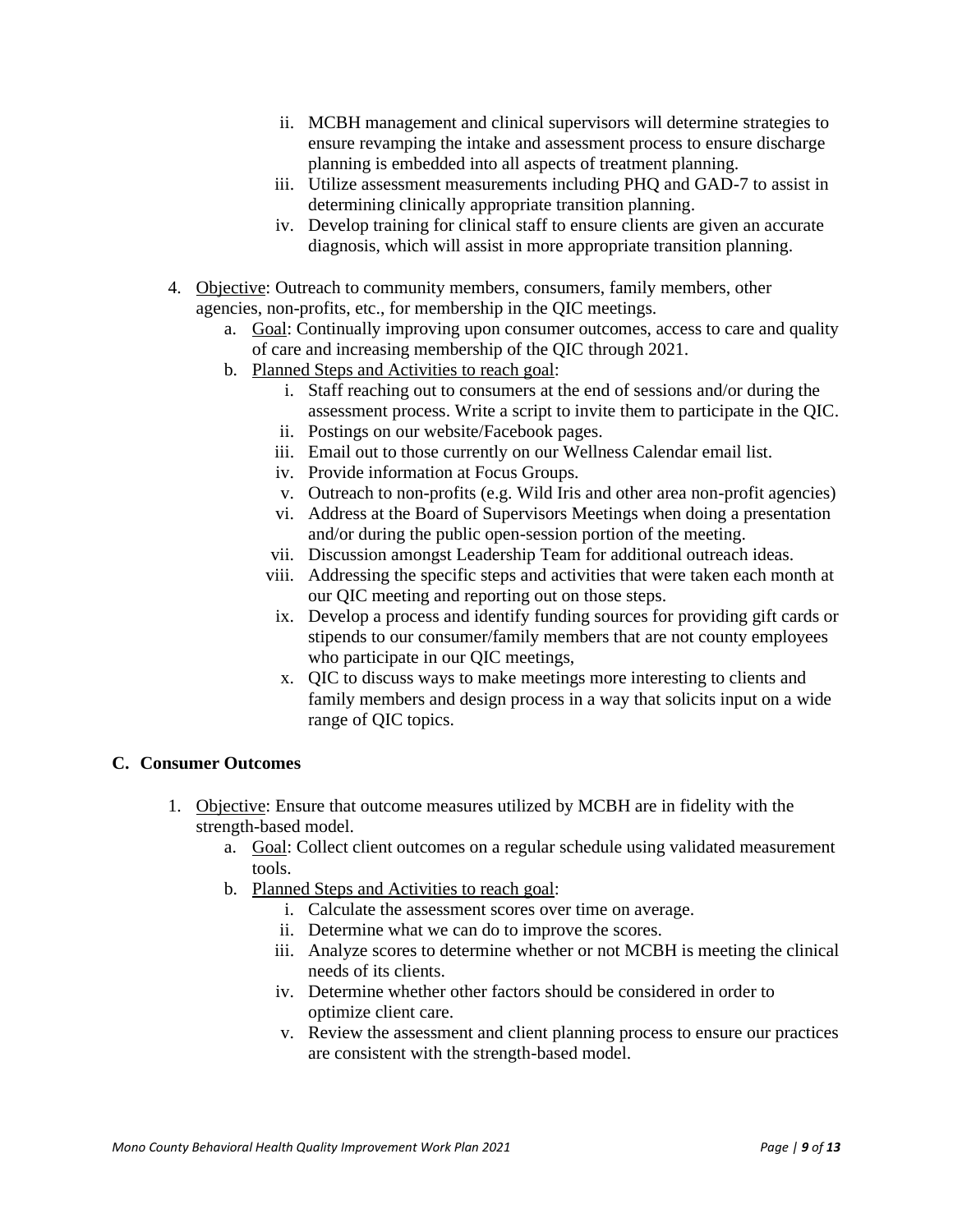ii. MCBH management and clinical supervisors will determine strategies to ensure revamping the intake and assessment process to ensure discharge planning is embedded into all aspects of treatment planning.
   iii. Utilize assessment measurements including PHQ and GAD-7 to assist in determining clinically appropriate transition planning.
   iv. Develop training for clinical staff to ensure clients are given an accurate diagnosis, which will assist in more appropriate transition planning.

4. <u>Objective</u>: Outreach to community members, consumers, family members, other agencies, non-profits, etc., for membership in the QIC meetings.
   a. <u>Goal</u>: Continually improving upon consumer outcomes, access to care and quality of care and increasing membership of the QIC through 2021.
   b. <u>Planned Steps and Activities to reach goal</u>:
      i. Staff reaching out to consumers at the end of sessions and/or during the assessment process. Write a script to invite them to participate in the QIC.
      ii. Postings on our website/Facebook pages.
      iii. Email out to those currently on our Wellness Calendar email list.
      iv. Provide information at Focus Groups.
      v. Outreach to non-profits (e.g. Wild Iris and other area non-profit agencies)
      vi. Address at the Board of Supervisors Meetings when doing a presentation and/or during the public open-session portion of the meeting.
      vii. Discussion amongst Leadership Team for additional outreach ideas.
      viii. Addressing the specific steps and activities that were taken each month at our QIC meeting and reporting out on those steps.
      ix. Develop a process and identify funding sources for providing gift cards or stipends to our consumer/family members that are not county employees who participate in our QIC meetings,
      x. QIC to discuss ways to make meetings more interesting to clients and family members and design process in a way that solicits input on a wide range of QIC topics.

## C. Consumer Outcomes

1. <u>Objective</u>: Ensure that outcome measures utilized by MCBH are in fidelity with the strength-based model.
   a. <u>Goal</u>: Collect client outcomes on a regular schedule using validated measurement tools.
   b. <u>Planned Steps and Activities to reach goal</u>:
      i. Calculate the assessment scores over time on average.
      ii. Determine what we can do to improve the scores.
      iii. Analyze scores to determine whether or not MCBH is meeting the clinical needs of its clients.
      iv. Determine whether other factors should be considered in order to optimize client care.
      v. Review the assessment and client planning process to ensure our practices are consistent with the strength-based model.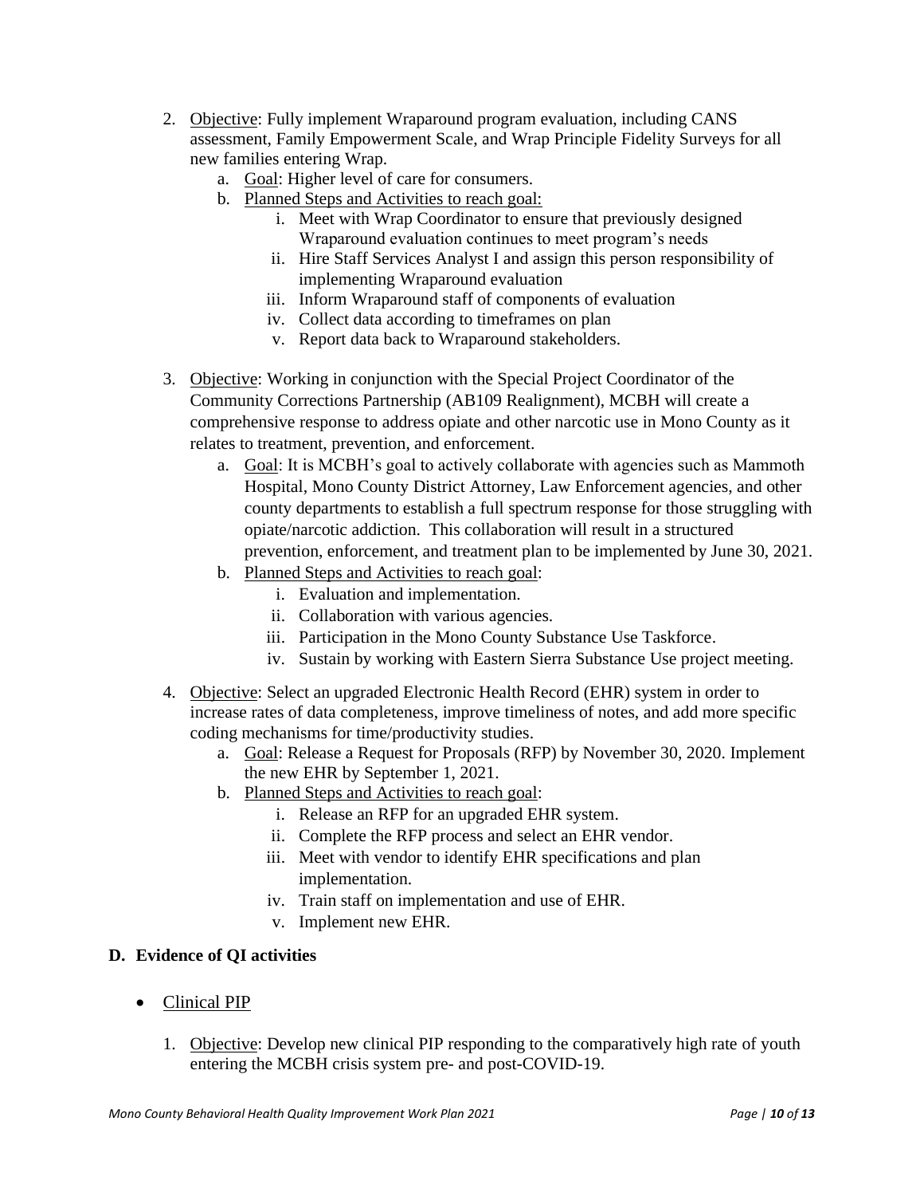2. Objective: Fully implement Wraparound program evaluation, including CANS assessment, Family Empowerment Scale, and Wrap Principle Fidelity Surveys for all new families entering Wrap.
   a. Goal: Higher level of care for consumers.
   b. Planned Steps and Activities to reach goal:
      i. Meet with Wrap Coordinator to ensure that previously designed Wraparound evaluation continues to meet program's needs
      ii. Hire Staff Services Analyst I and assign this person responsibility of implementing Wraparound evaluation
      iii. Inform Wraparound staff of components of evaluation
      iv. Collect data according to timeframes on plan
      v. Report data back to Wraparound stakeholders.

3. Objective: Working in conjunction with the Special Project Coordinator of the Community Corrections Partnership (AB109 Realignment), MCBH will create a comprehensive response to address opiate and other narcotic use in Mono County as it relates to treatment, prevention, and enforcement.
   a. Goal: It is MCBH's goal to actively collaborate with agencies such as Mammoth Hospital, Mono County District Attorney, Law Enforcement agencies, and other county departments to establish a full spectrum response for those struggling with opiate/narcotic addiction. This collaboration will result in a structured prevention, enforcement, and treatment plan to be implemented by June 30, 2021.
   b. Planned Steps and Activities to reach goal:
      i. Evaluation and implementation.
      ii. Collaboration with various agencies.
      iii. Participation in the Mono County Substance Use Taskforce.
      iv. Sustain by working with Eastern Sierra Substance Use project meeting.

4. Objective: Select an upgraded Electronic Health Record (EHR) system in order to increase rates of data completeness, improve timeliness of notes, and add more specific coding mechanisms for time/productivity studies.
   a. Goal: Release a Request for Proposals (RFP) by November 30, 2020. Implement the new EHR by September 1, 2021.
   b. Planned Steps and Activities to reach goal:
      i. Release an RFP for an upgraded EHR system.
      ii. Complete the RFP process and select an EHR vendor.
      iii. Meet with vendor to identify EHR specifications and plan implementation.
      iv. Train staff on implementation and use of EHR.
      v. Implement new EHR.

## D. Evidence of QI activities

- Clinical PIP

1. Objective: Develop new clinical PIP responding to the comparatively high rate of youth entering the MCBH crisis system pre- and post-COVID-19.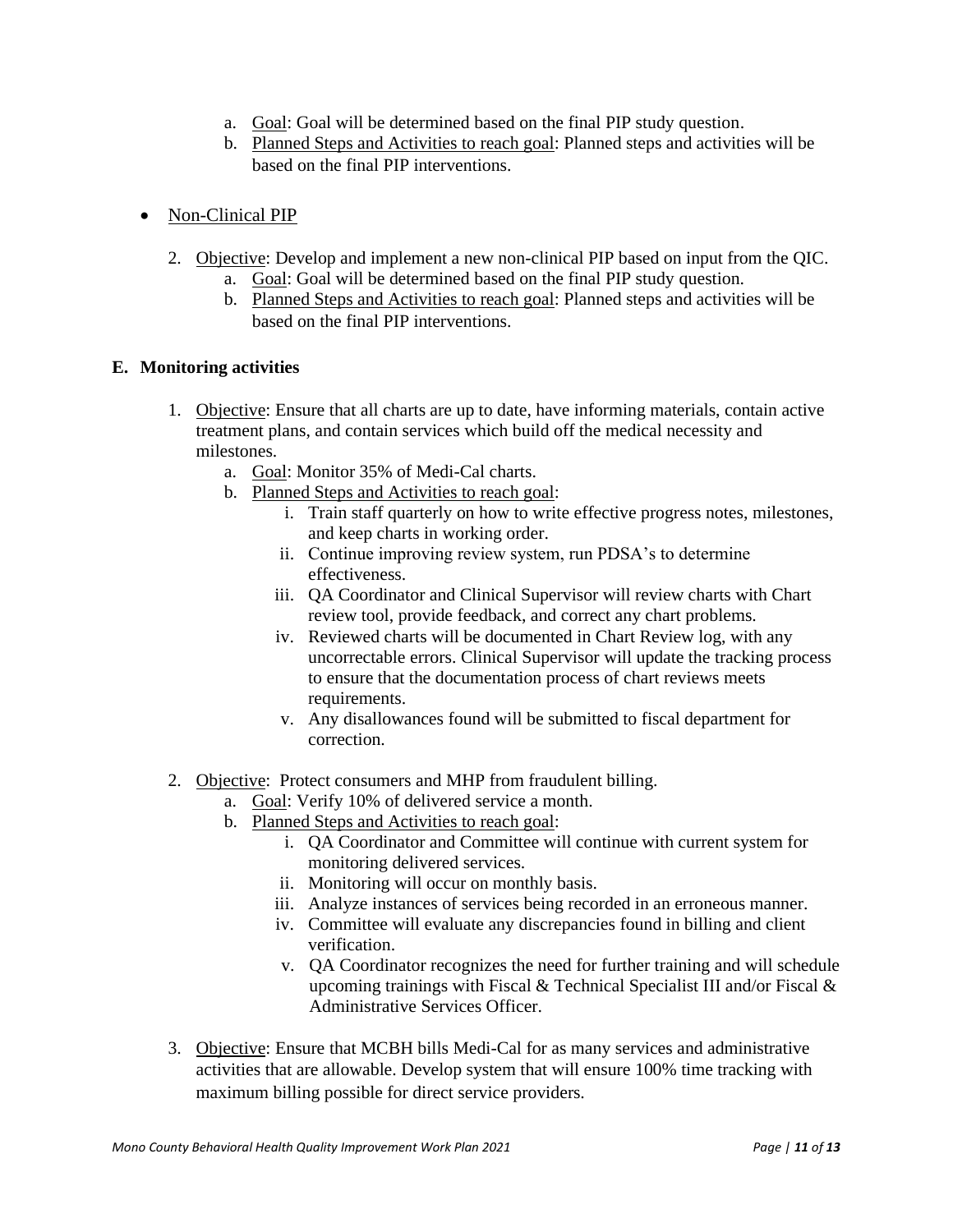a. <u>Goal</u>: Goal will be determined based on the final PIP study question.
b. <u>Planned Steps and Activities to reach goal</u>: Planned steps and activities will be based on the final PIP interventions.

- <u>Non-Clinical PIP</u>

2. <u>Objective</u>: Develop and implement a new non-clinical PIP based on input from the QIC.
   a. <u>Goal</u>: Goal will be determined based on the final PIP study question.
   b. <u>Planned Steps and Activities to reach goal</u>: Planned steps and activities will be based on the final PIP interventions.

**E. Monitoring activities**

1. <u>Objective</u>: Ensure that all charts are up to date, have informing materials, contain active treatment plans, and contain services which build off the medical necessity and milestones.
   a. <u>Goal</u>: Monitor 35% of Medi-Cal charts.
   b. <u>Planned Steps and Activities to reach goal</u>:
      i. Train staff quarterly on how to write effective progress notes, milestones, and keep charts in working order.
      ii. Continue improving review system, run PDSA's to determine effectiveness.
      iii. QA Coordinator and Clinical Supervisor will review charts with Chart review tool, provide feedback, and correct any chart problems.
      iv. Reviewed charts will be documented in Chart Review log, with any uncorrectable errors. Clinical Supervisor will update the tracking process to ensure that the documentation process of chart reviews meets requirements.
      v. Any disallowances found will be submitted to fiscal department for correction.

2. <u>Objective</u>: Protect consumers and MHP from fraudulent billing.
   a. <u>Goal</u>: Verify 10% of delivered service a month.
   b. <u>Planned Steps and Activities to reach goal</u>:
      i. QA Coordinator and Committee will continue with current system for monitoring delivered services.
      ii. Monitoring will occur on monthly basis.
      iii. Analyze instances of services being recorded in an erroneous manner.
      iv. Committee will evaluate any discrepancies found in billing and client verification.
      v. QA Coordinator recognizes the need for further training and will schedule upcoming trainings with Fiscal & Technical Specialist III and/or Fiscal & Administrative Services Officer.

3. <u>Objective</u>: Ensure that MCBH bills Medi-Cal for as many services and administrative activities that are allowable. Develop system that will ensure 100% time tracking with maximum billing possible for direct service providers.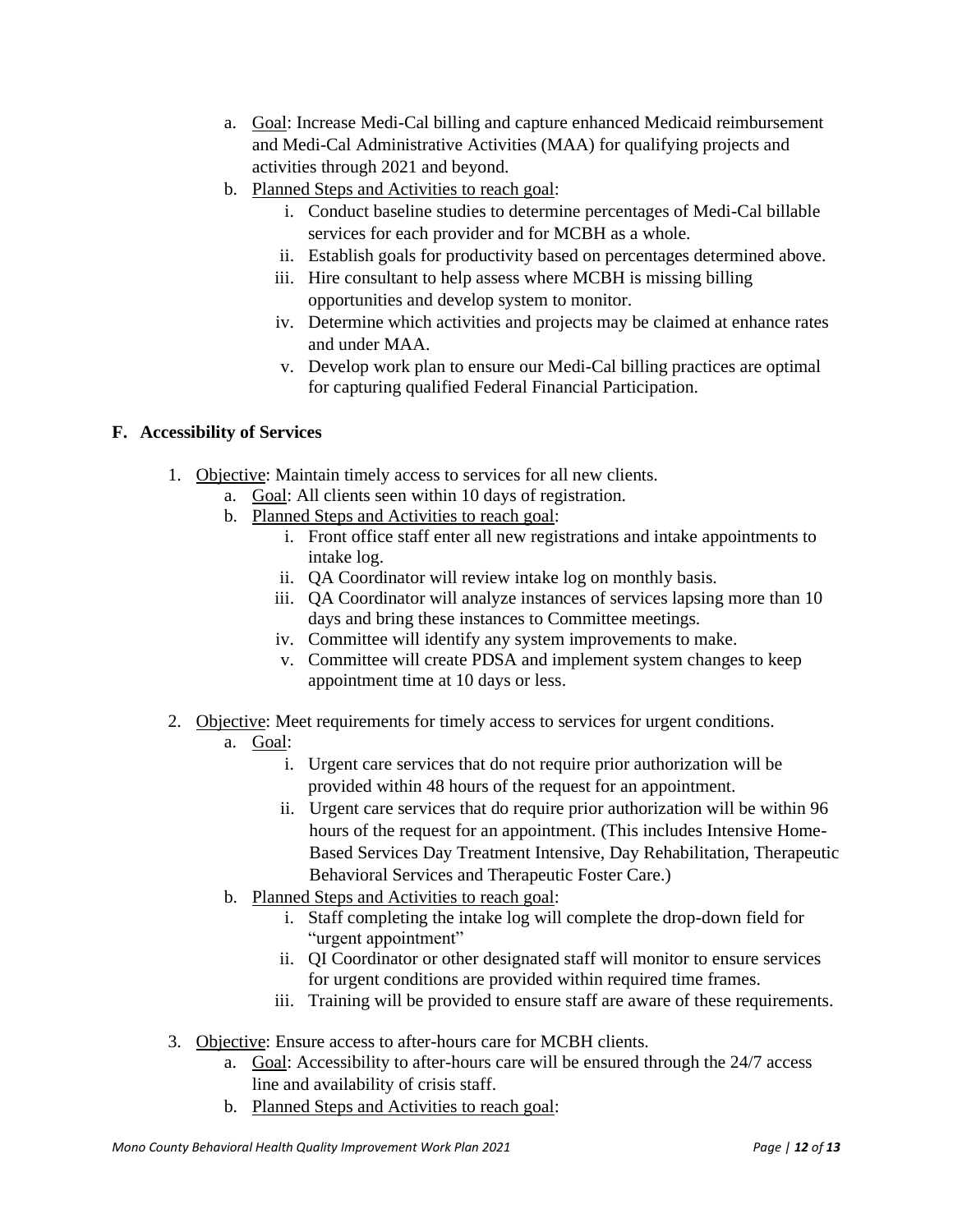a. Goal: Increase Medi-Cal billing and capture enhanced Medicaid reimbursement and Medi-Cal Administrative Activities (MAA) for qualifying projects and activities through 2021 and beyond.
b. Planned Steps and Activities to reach goal:
    i. Conduct baseline studies to determine percentages of Medi-Cal billable services for each provider and for MCBH as a whole.
    ii. Establish goals for productivity based on percentages determined above.
    iii. Hire consultant to help assess where MCBH is missing billing opportunities and develop system to monitor.
    iv. Determine which activities and projects may be claimed at enhance rates and under MAA.
    v. Develop work plan to ensure our Medi-Cal billing practices are optimal for capturing qualified Federal Financial Participation.

**F. Accessibility of Services**

1. Objective: Maintain timely access to services for all new clients.
    a. Goal: All clients seen within 10 days of registration.
    b. Planned Steps and Activities to reach goal:
        i. Front office staff enter all new registrations and intake appointments to intake log.
        ii. QA Coordinator will review intake log on monthly basis.
        iii. QA Coordinator will analyze instances of services lapsing more than 10 days and bring these instances to Committee meetings.
        iv. Committee will identify any system improvements to make.
        v. Committee will create PDSA and implement system changes to keep appointment time at 10 days or less.

2. Objective: Meet requirements for timely access to services for urgent conditions.
    a. Goal:
        i. Urgent care services that do not require prior authorization will be provided within 48 hours of the request for an appointment.
        ii. Urgent care services that do require prior authorization will be within 96 hours of the request for an appointment. (This includes Intensive Home-Based Services Day Treatment Intensive, Day Rehabilitation, Therapeutic Behavioral Services and Therapeutic Foster Care.)
    b. Planned Steps and Activities to reach goal:
        i. Staff completing the intake log will complete the drop-down field for "urgent appointment"
        ii. QI Coordinator or other designated staff will monitor to ensure services for urgent conditions are provided within required time frames.
        iii. Training will be provided to ensure staff are aware of these requirements.

3. Objective: Ensure access to after-hours care for MCBH clients.
    a. Goal: Accessibility to after-hours care will be ensured through the 24/7 access line and availability of crisis staff.
    b. Planned Steps and Activities to reach goal: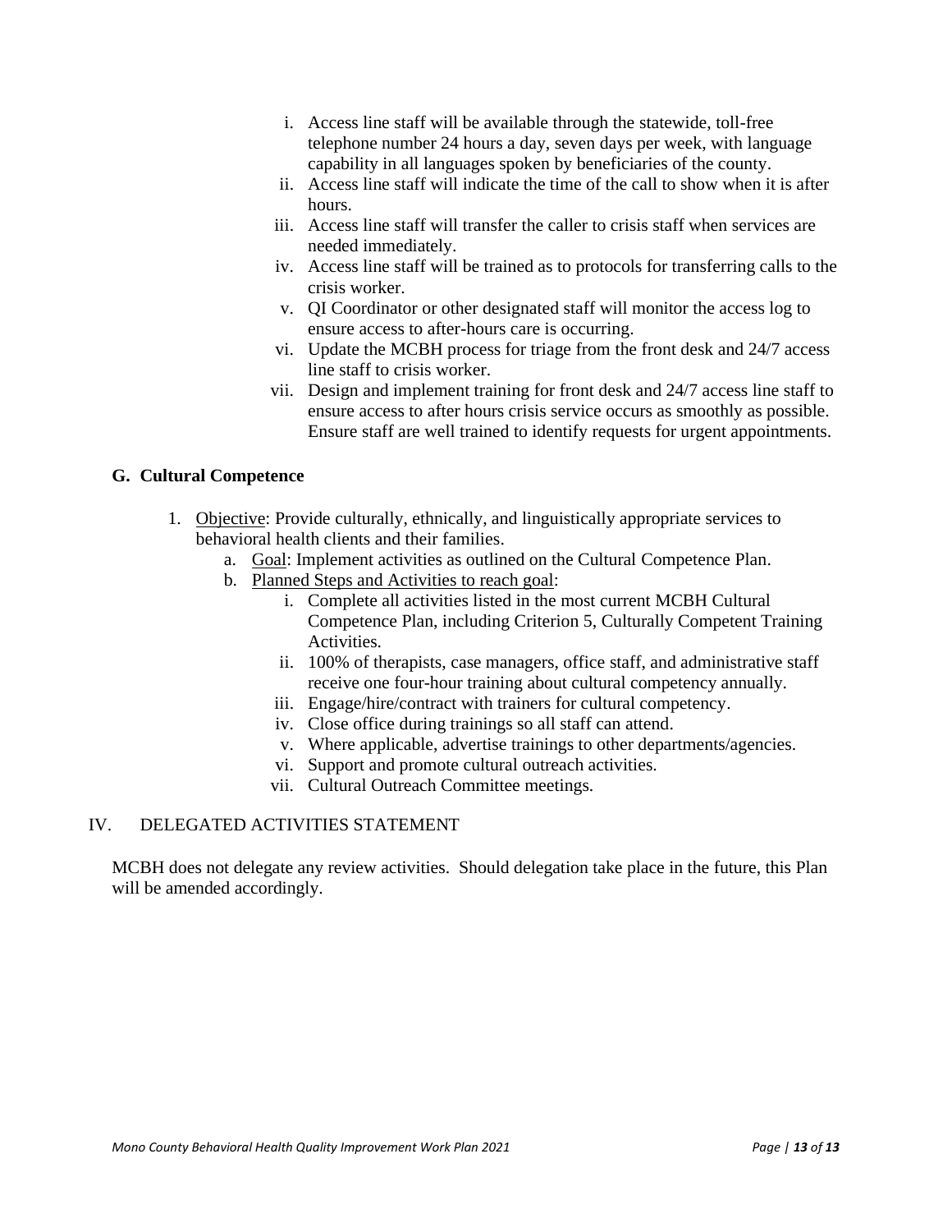i. Access line staff will be available through the statewide, toll-free telephone number 24 hours a day, seven days per week, with language capability in all languages spoken by beneficiaries of the county.
ii. Access line staff will indicate the time of the call to show when it is after hours.
iii. Access line staff will transfer the caller to crisis staff when services are needed immediately.
iv. Access line staff will be trained as to protocols for transferring calls to the crisis worker.
v. QI Coordinator or other designated staff will monitor the access log to ensure access to after-hours care is occurring.
vi. Update the MCBH process for triage from the front desk and 24/7 access line staff to crisis worker.
vii. Design and implement training for front desk and 24/7 access line staff to ensure access to after hours crisis service occurs as smoothly as possible. Ensure staff are well trained to identify requests for urgent appointments.

### G. Cultural Competence

1. Objective: Provide culturally, ethnically, and linguistically appropriate services to behavioral health clients and their families.
   a. Goal: Implement activities as outlined on the Cultural Competence Plan.
   b. Planned Steps and Activities to reach goal:
      i. Complete all activities listed in the most current MCBH Cultural Competence Plan, including Criterion 5, Culturally Competent Training Activities.
      ii. 100% of therapists, case managers, office staff, and administrative staff receive one four-hour training about cultural competency annually.
      iii. Engage/hire/contract with trainers for cultural competency.
      iv. Close office during trainings so all staff can attend.
      v. Where applicable, advertise trainings to other departments/agencies.
      vi. Support and promote cultural outreach activities.
      vii. Cultural Outreach Committee meetings.

## IV. DELEGATED ACTIVITIES STATEMENT

MCBH does not delegate any review activities. Should delegation take place in the future, this Plan will be amended accordingly.